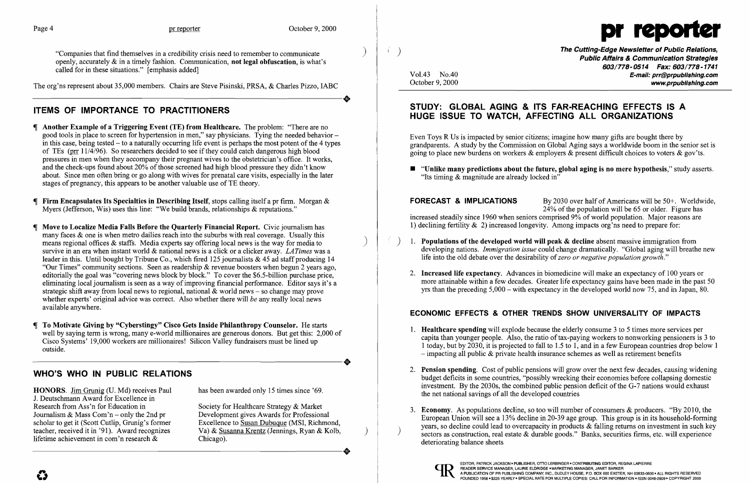"Companies that find themselves in a credibility crisis need to remember to communicate openly, accurately & in a timely fashion. Communication, **not legal obfuscation**, is what's called for in these situations." [emphasis added]

The org'ns represent about 35,000 members. Chairs are Steve Pisinski, PRSA, & Charles Pizzo, IABC

## ITEMS OF IMPORTANCE TO PRACTITIONERS

¶ **Another Example of a Triggering Event (TE) from Healthcare.** The problem: "There are no good tools in place to screen for hypertension in men," say physicians. Tying the needed behavior – in this case, being tested – to a naturally occurring life event is perhaps the most potent of the 4 types of TEs (prr 11/4/96). So researchers decided to see if they could catch dangerous high blood pressures in men when they accompany their pregnant wives to the obstetrician's office. It works, and the check-ups found about 20% of those screened had high blood pressure they didn't know about. Since men often bring or go along with wives for prenatal care visits, especially in the later stages of pregnancy, this appears to be another valuable use of TE theory.

¶ **Firm Encapsulates Its Specialties in Describing Itself,** stops calling itself a pr firm. Morgan & Myers (Jefferson, Wis) uses this line: "We build brands, relationships & reputations."

¶ **Move to Localize Media Falls Before the Quarterly Financial Report.** Civic journalism has many faces & one is when metro dailies reach into the suburbs with real coverage. Usually this means regional offices & staffs. Media experts say offering local news is the way for media to survive in an era when instant world & national news is a click or a clicker away. *LATimes* was a leader in this. Until bought by Tribune Co., which fired 125 journalists & 45 ad staff producing 14 "Our Times" community sections. Seen as readership & revenue boosters when begun 2 years ago, editorially the goal was "covering news block by block." To cover the $6.5-billion purchase price, eliminating local journalism is seen as a way of improving financial performance. Editor says it's a strategic shift away from local news to regional, national & world news – so change may prove whether experts' original advice was correct. Also whether there will *be* any really local news available anywhere.

¶ **To Motivate Giving by "Cyberstingy" Cisco Gets Inside Philanthropy Counselor.** He starts well by saying term is wrong, many e-world millionaires are generous donors. But get this: 2,000 of Cisco Systems' 19,000 workers are millionaires! Silicon Valley fundraisers must be lined up outside.

## WHO'S WHO IN PUBLIC RELATIONS

**HONORS.** Jim Grunig (U. Md) receives Paul J. Deutschmann Award for Excellence in Research from Ass'n for Education in Journalism & Mass Com'n – only the 2nd pr scholar to get it (Scott Cutlip, Grunig's former teacher, received it in '91). Award recognizes lifetime achievement in com'n research & has been awarded only 15 times since '69.

Society for Healthcare Strategy & Market Development gives Awards for Professional Excellence to Susan Dubuque (MSI, Richmond, Va) & Susanna Krentz (Jennings, Ryan & Kolb, Chicago).

# pr reporter

**The Cutting-Edge Newsletter of Public Relations, Public Affairs & Communication Strategies**
**603/778-0514 Fax: 603/778-1741**
**E-mail: prr@prpublishing.com**
**www.prpublishing.com**

Vol.43 No.40
October 9, 2000

## STUDY: GLOBAL AGING & ITS FAR-REACHING EFFECTS IS A HUGE ISSUE TO WATCH, AFFECTING ALL ORGANIZATIONS

Even Toys R Us is impacted by senior citizens; imagine how many gifts are bought there by grandparents. A study by the Commission on Global Aging says a worldwide boom in the senior set is going to place new burdens on workers & employers & present difficult choices to voters & gov'ts.

- **"Unlike many predictions about the future, global aging is no mere hypothesis,"** study asserts. "Its timing & magnitude are already locked in"

**FORECAST & IMPLICATIONS** By 2030 over half of Americans will be 50+. Worldwide, 24% of the population will be 65 or older. Figure has increased steadily since 1960 when seniors comprised 9% of world population. Major reasons are 1) declining fertility & 2) increased longevity. Among impacts org'ns need to prepare for:

1. **Populations of the developed world will peak & decline** absent massive immigration from developing nations. *Immigration issue* could change dramatically. "Global aging will breathe new life into the old debate over the desirability of *zero or negative population growth*."

2. **Increased life expectancy.** Advances in biomedicine will make an expectancy of 100 years or more attainable within a few decades. Greater life expectancy gains have been made in the past 50 yrs than the preceding 5,000 – with expectancy in the developed world now 75, and in Japan, 80.

### ECONOMIC EFFECTS & OTHER TRENDS SHOW UNIVERSALITY OF IMPACTS

1. **Healthcare spending** will explode because the elderly consume 3 to 5 times more services per capita than younger people. Also, the ratio of tax-paying workers to nonworking pensioners is 3 to 1 today, but by 2030, it is projected to fall to 1.5 to 1, and in a few European countries drop below 1 – impacting all public & private health insurance schemes as well as retirement benefits

2. **Pension spending.** Cost of public pensions will grow over the next few decades, causing widening budget deficits in some countries, "possibly wrecking their economies before collapsing domestic investment. By the 2030s, the combined public pension deficit of the G-7 nations would exhaust the net national savings of all the developed countries

3. **Economy.** As populations decline, so too will number of consumers & producers. "By 2010, the European Union will see a 13% decline in 20-39 age group. This group is in its household-forming years, so decline could lead to overcapacity in products & falling returns on investment in such key sectors as construction, real estate & durable goods." Banks, securities firms, etc. will experience deteriorating balance sheets

EDITOR, PATRICK JACKSON • PUBLISHER, OTTO LERBINGER • CONTRIBUTING EDITOR, REGINA LAPIERRE
READER SERVICE MANAGER, LAURIE ELDRIDGE • MARKETING MANAGER, JANET BARKER
A PUBLICATION OF PR PUBLISHING COMPANY, INC., DUDLEY HOUSE, P.O. BOX 600 EXETER, NH 03833-0600 • ALL RIGHTS RESERVED
FOUNDED 1958 • $225 YEARLY • SPECIAL RATE FOR MULTIPLE COPIES: CALL FOR INFORMATION • ISSN 0048-2609 • COPYRIGHT 2000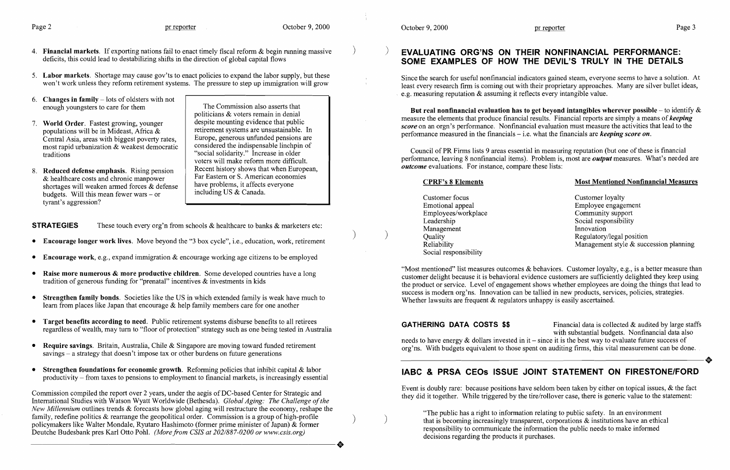4. **Financial markets**. If exporting nations fail to enact timely fiscal reform & begin running massive deficits, this could lead to destabilizing shifts in the direction of global capital flows

5. **Labor markets**. Shortage may cause gov'ts to enact policies to expand the labor supply, but these won't work unless they reform retirement systems. The pressure to step up immigration will grow

6. **Changes in family** – lots of oldsters with not enough youngsters to care for them

7. **World Order**. Fastest growing, younger populations will be in Mideast, Africa & Central Asia, areas with biggest poverty rates, most rapid urbanization & weakest democratic traditions

8. **Reduced defense emphasis**. Rising pension & healthcare costs and chronic manpower shortages will weaken armed forces & defense budgets. Will this mean fewer wars – or tyrant's aggression?

> The Commission also asserts that politicians & voters remain in denial despite mounting evidence that public retirement systems are unsustainable. In Europe, generous unfunded pensions are considered the indispensable linchpin of "social solidarity." Increase in older voters will make reform more difficult. Recent history shows that when European, Far Eastern or S. American economies have problems, it affects everyone including US & Canada.

**STRATEGIES** These touch every org'n from schools & healthcare to banks & marketers etc:

- **Encourage longer work lives**. Move beyond the "3 box cycle", i.e., education, work, retirement
- **Encourage work**, e.g., expand immigration & encourage working age citizens to be employed
- **Raise more numerous & more productive children**. Some developed countries have a long tradition of generous funding for "prenatal" incentives & investments in kids
- **Strengthen family bonds**. Societies like the US in which extended family is weak have much to learn from places like Japan that encourage & help family members care for one another
- **Target benefits according to need**. Public retirement systems disburse benefits to all retirees regardless of wealth, may turn to "floor of protection" strategy such as one being tested in Australia
- **Require savings**. Britain, Australia, Chile & Singapore are moving toward funded retirement savings – a strategy that doesn't impose tax or other burdens on future generations
- **Strengthen foundations for economic growth**. Reforming policies that inhibit capital & labor productivity – from taxes to pensions to employment to financial markets, is increasingly essential

Commission compiled the report over 2 years, under the aegis of DC-based Center for Strategic and International Studies with Watson Wyatt Worldwide (Bethesda). *Global Aging: The Challenge of the New Millennium* outlines trends & forecasts how global aging will restructure the economy, reshape the family, redefine politics & rearrange the geopolitical order. Commission is a group of high-profile policymakers like Walter Mondale, Ryutaro Hashimoto (former prime minister of Japan) & former Deutche Budesbank pres Karl Otto Pohl. *(More from CSIS at 202/887-0200 or www.csis.org)*

## EVALUATING ORG'NS ON THEIR NONFINANCIAL PERFORMANCE: SOME EXAMPLES OF HOW THE DEVIL'S TRULY IN THE DETAILS

Since the search for useful nonfinancial indicators gained steam, everyone seems to have a solution. At least every research firm is coming out with their proprietary approaches. Many are silver bullet ideas, e.g. measuring reputation & assuming it reflects every intangible value.

**But real nonfinancial evaluation has to get beyond intangibles wherever possible** – to identify & measure the elements that produce financial results. Financial reports are simply a means of ***keeping score*** on an orgn's performance. Nonfinancial evaluation must measure the activities that lead to the performance measured in the financials – i.e. what the financials are ***keeping score on***.

Council of PR Firms lists 9 areas essential in measuring reputation (but one of these is financial performance, leaving 8 nonfinancial items). Problem is, most are ***output*** measures. What's needed are ***outcome*** evaluations. For instance, compare these lists:

| CPRF's 8 Elements | Most Mentioned Nonfinancial Measures |
|---|---|
| Customer focus | Customer loyalty |
| Emotional appeal | Employee engagement |
| Employees/workplace | Community support |
| Leadership | Social responsibility |
| Management | Innovation |
| Quality | Regulatory/legal position |
| Reliability | Management style & succession planning |
| Social responsibility | |

"Most mentioned" list measures outcomes & behaviors. Customer loyalty, e.g., is a better measure than customer delight because it is behavioral evidence customers are sufficiently delighted they keep using the product or service. Level of engagement shows whether employees are doing the things that lead to success is modern org'ns. Innovation can be tallied in new products, services, policies, strategies. Whether lawsuits are frequent & regulators unhappy is easily ascertained.

**GATHERING DATA COSTS $$** Financial data is collected & audited by large staffs with substantial budgets. Nonfinancial data also needs to have energy & dollars invested in it – since it is the best way to evaluate future success of org'ns. With budgets equivalent to those spent on auditing firms, this vital measurement can be done.

## IABC & PRSA CEOs ISSUE JOINT STATEMENT ON FIRESTONE/FORD

Event is doubly rare: because positions have seldom been taken by either on topical issues, & the fact they did it together. While triggered by the tire/rollover case, there is generic value to the statement:

> "The public has a right to information relating to public safety. In an environment that is becoming increasingly transparent, corporations & institutions have an ethical responsibility to communicate the information the public needs to make informed decisions regarding the products it purchases.